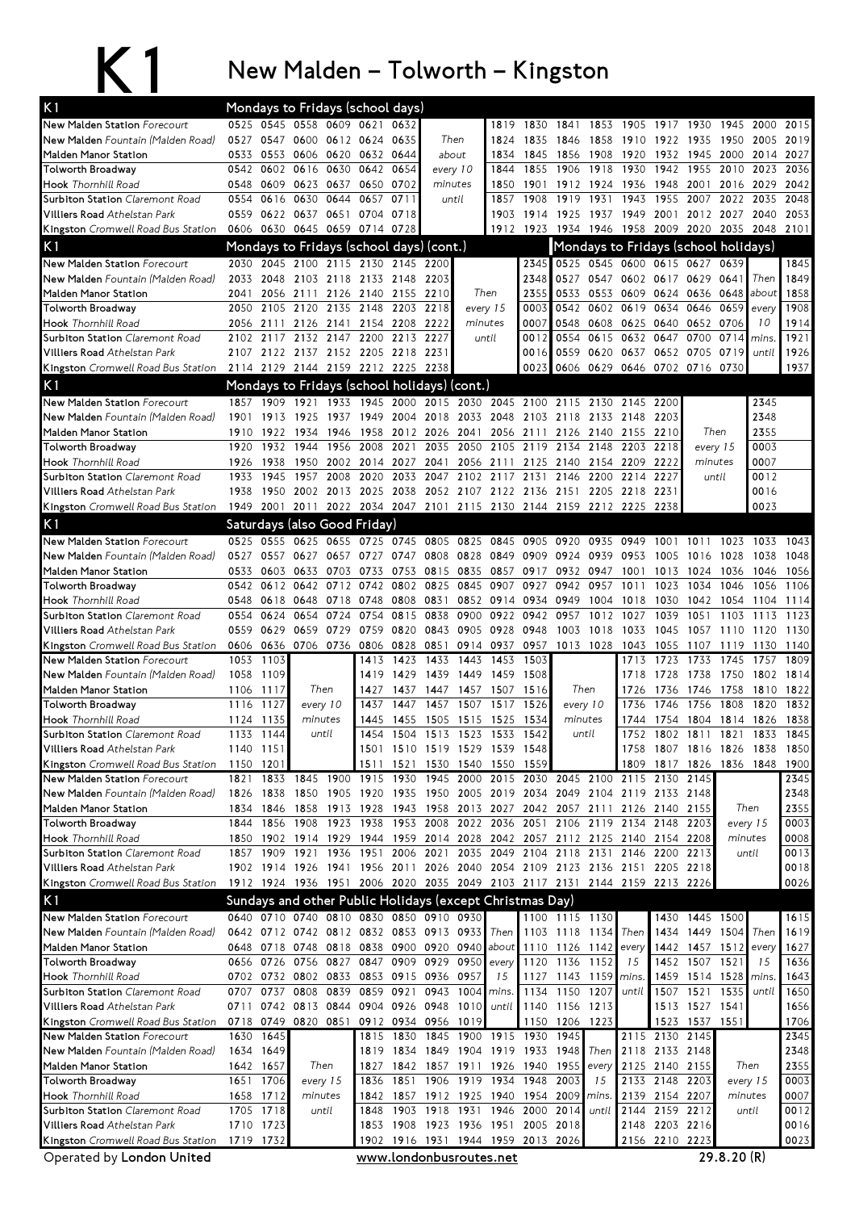# K1

## New Malden – Tolworth – Kingston

### Mondays to Fridays (school days)

| K1 | | | | | | | | | | | | | | | | | | |
|---|---|---|---|---|---|---|---|---|---|---|---|---|---|---|---|---|---|---|
| New Malden Station *Forecourt* | 0525 | 0545 | 0558 | 0609 | 0621 | 0632 | Then | 1819 | 1830 | 1841 | 1853 | 1905 | 1917 | 1930 | 1945 | 2000 | 2015 |
| New Malden *Fountain (Malden Road)* | 0527 | 0547 | 0600 | 0612 | 0624 | 0635 | about | 1824 | 1835 | 1846 | 1858 | 1910 | 1922 | 1935 | 1950 | 2005 | 2019 |
| Malden Manor Station | 0533 | 0553 | 0606 | 0620 | 0632 | 0644 | every 10 | 1834 | 1845 | 1856 | 1908 | 1920 | 1932 | 1945 | 2000 | 2014 | 2027 |
| Tolworth Broadway | 0542 | 0602 | 0616 | 0630 | 0642 | 0654 | minutes | 1844 | 1855 | 1906 | 1918 | 1930 | 1942 | 1955 | 2010 | 2023 | 2036 |
| Hook *Thornhill Road* | 0548 | 0609 | 0623 | 0637 | 0650 | 0702 | until | 1850 | 1901 | 1912 | 1924 | 1936 | 1948 | 2001 | 2016 | 2029 | 2042 |
| Surbiton Station *Claremont Road* | 0554 | 0616 | 0630 | 0644 | 0657 | 0711 | | 1857 | 1908 | 1919 | 1931 | 1943 | 1955 | 2007 | 2022 | 2035 | 2048 |
| Villiers Road *Athelstan Park* | 0559 | 0622 | 0637 | 0651 | 0704 | 0718 | | 1903 | 1914 | 1925 | 1937 | 1949 | 2001 | 2012 | 2027 | 2040 | 2053 |
| Kingston *Cromwell Road Bus Station* | 0606 | 0630 | 0645 | 0659 | 0714 | 0728 | | 1912 | 1923 | 1934 | 1946 | 1958 | 2009 | 2020 | 2035 | 2048 | 2101 |

### Mondays to Fridays (school days) (cont.)

| K1 | | | | | | | | | |
|---|---|---|---|---|---|---|---|---|---|
| New Malden Station *Forecourt* | 2030 | 2045 | 2100 | 2115 | 2130 | 2145 | 2200 | Then | 2345 |
| New Malden *Fountain (Malden Road)* | 2033 | 2048 | 2103 | 2118 | 2133 | 2148 | 2203 | every 15 | 2348 |
| Malden Manor Station | 2041 | 2056 | 2111 | 2126 | 2140 | 2155 | 2210 | minutes | 2355 |
| Tolworth Broadway | 2050 | 2105 | 2120 | 2135 | 2148 | 2203 | 2218 | until | 0003 |
| Hook *Thornhill Road* | 2056 | 2111 | 2126 | 2141 | 2154 | 2208 | 2222 | | 0007 |
| Surbiton Station *Claremont Road* | 2102 | 2117 | 2132 | 2147 | 2200 | 2213 | 2227 | | 0012 |
| Villiers Road *Athelstan Park* | 2107 | 2122 | 2137 | 2152 | 2205 | 2218 | 2231 | | 0016 |
| Kingston *Cromwell Road Bus Station* | 2114 | 2129 | 2144 | 2159 | 2212 | 2225 | 2238 | | 0023 |

### Mondays to Fridays (school holidays)

| K1 | | | | | | | | | |
|---|---|---|---|---|---|---|---|---|---|
| New Malden Station *Forecourt* | 0525 | 0545 | 0600 | 0615 | 0627 | 0639 | Then | 1845 |
| New Malden *Fountain (Malden Road)* | 0527 | 0547 | 0602 | 0617 | 0629 | 0641 | about | 1849 |
| Malden Manor Station | 0533 | 0553 | 0609 | 0624 | 0636 | 0648 | every | 1858 |
| Tolworth Broadway | 0542 | 0602 | 0619 | 0634 | 0646 | 0659 | 10 | 1908 |
| Hook *Thornhill Road* | 0548 | 0608 | 0625 | 0640 | 0652 | 0706 | mins. | 1914 |
| Surbiton Station *Claremont Road* | 0554 | 0615 | 0632 | 0647 | 0700 | 0714 | until | 1921 |
| Villiers Road *Athelstan Park* | 0559 | 0620 | 0637 | 0652 | 0705 | 0719 | | 1926 |
| Kingston *Cromwell Road Bus Station* | 0606 | 0629 | 0646 | 0702 | 0716 | 0730 | | 1937 |

### Mondays to Fridays (school holidays) (cont.)

| K1 | | | | | | | | | | | | | | | | |
|---|---|---|---|---|---|---|---|---|---|---|---|---|---|---|---|---|
| New Malden Station *Forecourt* | 1857 | 1909 | 1921 | 1933 | 1945 | 2000 | 2015 | 2030 | 2045 | 2100 | 2115 | 2130 | 2145 | 2200 | Then | 2345 |
| New Malden *Fountain (Malden Road)* | 1901 | 1913 | 1925 | 1937 | 1949 | 2004 | 2018 | 2033 | 2048 | 2103 | 2118 | 2133 | 2148 | 2203 | every 15 | 2348 |
| Malden Manor Station | 1910 | 1922 | 1934 | 1946 | 1958 | 2012 | 2026 | 2041 | 2056 | 2111 | 2126 | 2140 | 2155 | 2210 | minutes | 2355 |
| Tolworth Broadway | 1920 | 1932 | 1944 | 1956 | 2008 | 2021 | 2035 | 2050 | 2105 | 2119 | 2134 | 2148 | 2203 | 2218 | until | 0003 |
| Hook *Thornhill Road* | 1926 | 1938 | 1950 | 2002 | 2014 | 2027 | 2041 | 2056 | 2111 | 2125 | 2140 | 2154 | 2209 | 2222 | | 0007 |
| Surbiton Station *Claremont Road* | 1933 | 1945 | 1957 | 2008 | 2020 | 2033 | 2047 | 2102 | 2117 | 2131 | 2146 | 2200 | 2214 | 2227 | | 0012 |
| Villiers Road *Athelstan Park* | 1938 | 1950 | 2002 | 2013 | 2025 | 2038 | 2052 | 2107 | 2122 | 2136 | 2151 | 2205 | 2218 | 2231 | | 0016 |
| Kingston *Cromwell Road Bus Station* | 1949 | 2001 | 2011 | 2022 | 2034 | 2047 | 2101 | 2115 | 2130 | 2144 | 2159 | 2212 | 2225 | 2238 | | 0023 |

### Saturdays (also Good Friday)

| K1 | | | | | | | | | | | | | | | | | | |
|---|---|---|---|---|---|---|---|---|---|---|---|---|---|---|---|---|---|---|
| New Malden Station *Forecourt* | 0525 | 0555 | 0625 | 0655 | 0725 | 0745 | 0805 | 0825 | 0845 | 0905 | 0920 | 0935 | 0949 | 1001 | 1011 | 1023 | 1033 | 1043 |
| New Malden *Fountain (Malden Road)* | 0527 | 0557 | 0627 | 0657 | 0727 | 0747 | 0808 | 0828 | 0849 | 0909 | 0924 | 0939 | 0953 | 1005 | 1016 | 1028 | 1038 | 1048 |
| Malden Manor Station | 0533 | 0603 | 0633 | 0703 | 0733 | 0753 | 0815 | 0835 | 0857 | 0917 | 0932 | 0947 | 1001 | 1013 | 1024 | 1036 | 1046 | 1056 |
| Tolworth Broadway | 0542 | 0612 | 0642 | 0712 | 0742 | 0802 | 0825 | 0845 | 0907 | 0927 | 0942 | 0957 | 1011 | 1023 | 1034 | 1046 | 1056 | 1106 |
| Hook *Thornhill Road* | 0548 | 0618 | 0648 | 0718 | 0748 | 0808 | 0831 | 0852 | 0914 | 0934 | 0949 | 1004 | 1018 | 1030 | 1042 | 1054 | 1104 | 1114 |
| Surbiton Station *Claremont Road* | 0554 | 0624 | 0654 | 0724 | 0754 | 0815 | 0838 | 0900 | 0922 | 0942 | 0957 | 1012 | 1027 | 1039 | 1051 | 1103 | 1113 | 1123 |
| Villiers Road *Athelstan Park* | 0559 | 0629 | 0659 | 0729 | 0759 | 0820 | 0843 | 0905 | 0928 | 0948 | 1003 | 1018 | 1033 | 1045 | 1057 | 1110 | 1120 | 1130 |
| Kingston *Cromwell Road Bus Station* | 0606 | 0636 | 0706 | 0736 | 0806 | 0828 | 0851 | 0914 | 0937 | 0957 | 1013 | 1028 | 1043 | 1055 | 1107 | 1119 | 1130 | 1140 |

| K1 | | | | | | | | | | | | | | | | | |
|---|---|---|---|---|---|---|---|---|---|---|---|---|---|---|---|---|---|
| New Malden Station *Forecourt* | 1053 | 1103 | Then | 1413 | 1423 | 1433 | 1443 | 1453 | 1503 | Then | 1713 | 1723 | 1733 | 1745 | 1757 | 1809 |
| New Malden *Fountain (Malden Road)* | 1058 | 1109 | every 10 | 1419 | 1429 | 1439 | 1449 | 1459 | 1508 | every 10 | 1718 | 1728 | 1738 | 1750 | 1802 | 1814 |
| Malden Manor Station | 1106 | 1117 | minutes | 1427 | 1437 | 1447 | 1457 | 1507 | 1516 | minutes | 1726 | 1736 | 1746 | 1758 | 1810 | 1822 |
| Tolworth Broadway | 1116 | 1127 | until | 1437 | 1447 | 1457 | 1507 | 1517 | 1526 | until | 1736 | 1746 | 1756 | 1808 | 1820 | 1832 |
| Hook *Thornhill Road* | 1124 | 1135 | | 1445 | 1455 | 1505 | 1515 | 1525 | 1534 | | 1744 | 1754 | 1804 | 1814 | 1826 | 1838 |
| Surbiton Station *Claremont Road* | 1133 | 1144 | | 1454 | 1504 | 1513 | 1523 | 1533 | 1542 | | 1752 | 1802 | 1811 | 1821 | 1833 | 1845 |
| Villiers Road *Athelstan Park* | 1140 | 1151 | | 1501 | 1510 | 1519 | 1529 | 1539 | 1548 | | 1758 | 1807 | 1816 | 1826 | 1838 | 1850 |
| Kingston *Cromwell Road Bus Station* | 1150 | 1201 | | 1511 | 1521 | 1530 | 1540 | 1550 | 1559 | | 1809 | 1817 | 1826 | 1836 | 1848 | 1900 |

| K1 | | | | | | | | | | | | | | | | | |
|---|---|---|---|---|---|---|---|---|---|---|---|---|---|---|---|---|---|
| New Malden Station *Forecourt* | 1821 | 1833 | 1845 | 1900 | 1915 | 1930 | 1945 | 2000 | 2015 | 2030 | 2045 | 2100 | 2115 | 2130 | 2145 | Then | 2345 |
| New Malden *Fountain (Malden Road)* | 1826 | 1838 | 1850 | 1905 | 1920 | 1935 | 1950 | 2005 | 2019 | 2034 | 2049 | 2104 | 2119 | 2133 | 2148 | every 15 | 2348 |
| Malden Manor Station | 1834 | 1846 | 1858 | 1913 | 1928 | 1943 | 1958 | 2013 | 2027 | 2042 | 2057 | 2111 | 2126 | 2140 | 2155 | minutes | 2355 |
| Tolworth Broadway | 1844 | 1856 | 1908 | 1923 | 1938 | 1953 | 2008 | 2022 | 2036 | 2051 | 2106 | 2119 | 2134 | 2148 | 2203 | until | 0003 |
| Hook *Thornhill Road* | 1850 | 1902 | 1914 | 1929 | 1944 | 1959 | 2014 | 2028 | 2042 | 2057 | 2112 | 2125 | 2140 | 2154 | 2208 | | 0008 |
| Surbiton Station *Claremont Road* | 1857 | 1909 | 1921 | 1936 | 1951 | 2006 | 2021 | 2035 | 2049 | 2104 | 2118 | 2131 | 2146 | 2200 | 2213 | | 0013 |
| Villiers Road *Athelstan Park* | 1902 | 1914 | 1926 | 1941 | 1956 | 2011 | 2026 | 2040 | 2054 | 2109 | 2123 | 2136 | 2151 | 2205 | 2218 | | 0018 |
| Kingston *Cromwell Road Bus Station* | 1912 | 1924 | 1936 | 1951 | 2006 | 2020 | 2035 | 2049 | 2103 | 2117 | 2131 | 2144 | 2159 | 2213 | 2226 | | 0026 |

### Sundays and other Public Holidays (except Christmas Day)

| K1 | | | | | | | | | | | | | | | | | | |
|---|---|---|---|---|---|---|---|---|---|---|---|---|---|---|---|---|---|---|
| New Malden Station *Forecourt* | 0640 | 0710 | 0740 | 0810 | 0830 | 0850 | 0910 | 0930 | Then | 1100 | 1115 | 1130 | Then | 1430 | 1445 | 1500 | Then | 1615 |
| New Malden *Fountain (Malden Road)* | 0642 | 0712 | 0742 | 0812 | 0832 | 0853 | 0913 | 0933 | about | 1103 | 1118 | 1134 | every | 1434 | 1449 | 1504 | every | 1619 |
| Malden Manor Station | 0648 | 0718 | 0748 | 0818 | 0838 | 0900 | 0920 | 0940 | every | 1110 | 1126 | 1142 | 15 | 1442 | 1457 | 1512 | 15 | 1627 |
| Tolworth Broadway | 0656 | 0726 | 0756 | 0827 | 0847 | 0909 | 0929 | 0950 | 15 | 1120 | 1136 | 1152 | mins. | 1452 | 1507 | 1521 | mins. | 1636 |
| Hook *Thornhill Road* | 0702 | 0732 | 0802 | 0833 | 0853 | 0915 | 0936 | 0957 | mins. | 1127 | 1143 | 1159 | until | 1459 | 1514 | 1528 | until | 1643 |
| Surbiton Station *Claremont Road* | 0707 | 0737 | 0808 | 0839 | 0859 | 0921 | 0943 | 1004 | until | 1134 | 1150 | 1207 | | 1507 | 1521 | 1535 | | 1650 |
| Villiers Road *Athelstan Park* | 0711 | 0742 | 0813 | 0844 | 0904 | 0926 | 0948 | 1010 | | 1140 | 1156 | 1213 | | 1513 | 1527 | 1541 | | 1656 |
| Kingston *Cromwell Road Bus Station* | 0718 | 0749 | 0820 | 0851 | 0912 | 0934 | 0956 | 1019 | | 1150 | 1206 | 1223 | | 1523 | 1537 | 1551 | | 1706 |

| K1 | | | | | | | | | | | | | | | | |
|---|---|---|---|---|---|---|---|---|---|---|---|---|---|---|---|---|
| New Malden Station *Forecourt* | 1630 | 1645 | Then | 1815 | 1830 | 1845 | 1900 | 1915 | 1930 | 1945 | Then | 2115 | 2130 | 2145 | Then | 2345 |
| New Malden *Fountain (Malden Road)* | 1634 | 1649 | every 15 | 1819 | 1834 | 1849 | 1904 | 1919 | 1933 | 1948 | every | 2118 | 2133 | 2148 | every 15 | 2348 |
| Malden Manor Station | 1642 | 1657 | minutes | 1827 | 1842 | 1857 | 1911 | 1926 | 1940 | 1955 | 15 | 2125 | 2140 | 2155 | minutes | 2355 |
| Tolworth Broadway | 1651 | 1706 | until | 1836 | 1851 | 1906 | 1919 | 1934 | 1948 | 2003 | mins. | 2133 | 2148 | 2203 | until | 0003 |
| Hook *Thornhill Road* | 1658 | 1712 | | 1842 | 1857 | 1912 | 1925 | 1940 | 1954 | 2009 | until | 2139 | 2154 | 2207 | | 0007 |
| Surbiton Station *Claremont Road* | 1705 | 1718 | | 1848 | 1903 | 1918 | 1931 | 1946 | 2000 | 2014 | | 2144 | 2159 | 2212 | | 0012 |
| Villiers Road *Athelstan Park* | 1710 | 1723 | | 1853 | 1908 | 1923 | 1936 | 1951 | 2005 | 2018 | | 2148 | 2203 | 2216 | | 0016 |
| Kingston *Cromwell Road Bus Station* | 1719 | 1732 | | 1902 | 1916 | 1931 | 1944 | 1959 | 2013 | 2026 | | 2156 | 2210 | 2223 | | 0023 |

Operated by **London United**    www.londonbusroutes.net    29.8.20 (R)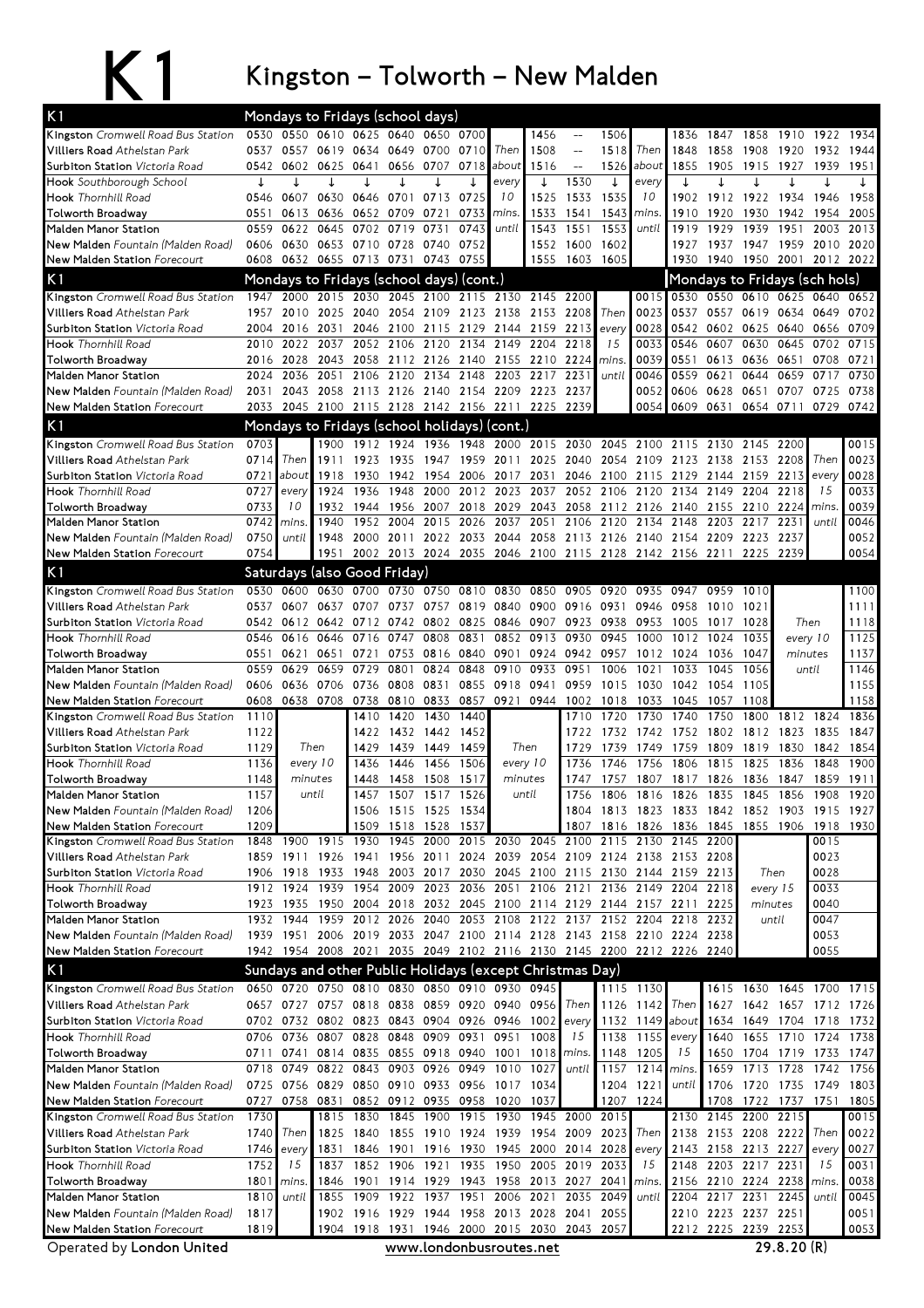# K1 Kingston – Tolworth – New Malden

## Mondays to Fridays (school days)

| K1 | | | | | | | | | | | | | | | | | | | |
|---|---|---|---|---|---|---|---|---|---|---|---|---|---|---|---|---|---|---|---|
| **Kingston** *Cromwell Road Bus Station* | 0530 | 0550 | 0610 | 0625 | 0640 | 0650 | 0700 | Then about every 10 mins. until | 1456 | -- | 1506 | Then about every 10 mins. until | 1836 | 1847 | 1858 | 1910 | 1922 | 1934 |
| **Villiers Road** *Athelstan Park* | 0537 | 0557 | 0619 | 0634 | 0649 | 0700 | 0710 | | 1508 | -- | 1518 | | 1848 | 1858 | 1908 | 1920 | 1932 | 1944 |
| **Surbiton Station** *Victoria Road* | 0542 | 0602 | 0625 | 0641 | 0656 | 0707 | 0718 | | 1516 | -- | 1526 | | 1855 | 1905 | 1915 | 1927 | 1939 | 1951 |
| **Hook** *Southborough School* | ↓ | ↓ | ↓ | ↓ | ↓ | ↓ | ↓ | | ↓ | 1530 | ↓ | | ↓ | ↓ | ↓ | ↓ | ↓ | ↓ |
| **Hook** *Thornhill Road* | 0546 | 0607 | 0630 | 0646 | 0701 | 0713 | 0725 | | 1525 | 1533 | 1535 | | 1902 | 1912 | 1922 | 1934 | 1946 | 1958 |
| **Tolworth Broadway** | 0551 | 0613 | 0636 | 0652 | 0709 | 0721 | 0733 | | 1533 | 1541 | 1543 | | 1910 | 1920 | 1930 | 1942 | 1954 | 2005 |
| **Malden Manor Station** | 0559 | 0622 | 0645 | 0702 | 0719 | 0731 | 0743 | | 1543 | 1551 | 1553 | | 1919 | 1929 | 1939 | 1951 | 2003 | 2013 |
| **New Malden** *Fountain (Malden Road)* | 0606 | 0630 | 0653 | 0710 | 0728 | 0740 | 0752 | | 1552 | 1600 | 1602 | | 1927 | 1937 | 1947 | 1959 | 2010 | 2020 |
| **New Malden Station** *Forecourt* | 0608 | 0632 | 0655 | 0713 | 0731 | 0743 | 0755 | | 1555 | 1603 | 1605 | | 1930 | 1940 | 1950 | 2001 | 2012 | 2022 |

## Mondays to Fridays (school days) (cont.)

| K1 | | | | | | | | | | | | |
|---|---|---|---|---|---|---|---|---|---|---|---|---|
| **Kingston** *Cromwell Road Bus Station* | 1947 | 2000 | 2015 | 2030 | 2045 | 2100 | 2115 | 2130 | 2145 | 2200 | Then every 15 mins. until | 0015 |
| **Villiers Road** *Athelstan Park* | 1957 | 2010 | 2025 | 2040 | 2054 | 2109 | 2123 | 2138 | 2153 | 2208 | | 0023 |
| **Surbiton Station** *Victoria Road* | 2004 | 2016 | 2031 | 2046 | 2100 | 2115 | 2129 | 2144 | 2159 | 2213 | | 0028 |
| **Hook** *Thornhill Road* | 2010 | 2022 | 2037 | 2052 | 2106 | 2120 | 2134 | 2149 | 2204 | 2218 | | 0033 |
| **Tolworth Broadway** | 2016 | 2028 | 2043 | 2058 | 2112 | 2126 | 2140 | 2155 | 2210 | 2224 | | 0039 |
| **Malden Manor Station** | 2024 | 2036 | 2051 | 2106 | 2120 | 2134 | 2148 | 2203 | 2217 | 2231 | | 0046 |
| **New Malden** *Fountain (Malden Road)* | 2031 | 2043 | 2058 | 2113 | 2126 | 2140 | 2154 | 2209 | 2223 | 2237 | | 0052 |
| **New Malden Station** *Forecourt* | 2033 | 2045 | 2100 | 2115 | 2128 | 2142 | 2156 | 2211 | 2225 | 2239 | | 0054 |

## Mondays to Fridays (sch hols)

| K1 | | | | | | |
|---|---|---|---|---|---|---|
| **Kingston** *Cromwell Road Bus Station* | 0530 | 0550 | 0610 | 0625 | 0640 | 0652 |
| **Villiers Road** *Athelstan Park* | 0537 | 0557 | 0619 | 0634 | 0649 | 0702 |
| **Surbiton Station** *Victoria Road* | 0542 | 0602 | 0625 | 0640 | 0656 | 0709 |
| **Hook** *Thornhill Road* | 0546 | 0607 | 0630 | 0645 | 0702 | 0715 |
| **Tolworth Broadway** | 0551 | 0613 | 0636 | 0651 | 0708 | 0721 |
| **Malden Manor Station** | 0559 | 0621 | 0644 | 0659 | 0717 | 0730 |
| **New Malden** *Fountain (Malden Road)* | 0606 | 0628 | 0651 | 0707 | 0725 | 0738 |
| **New Malden Station** *Forecourt* | 0609 | 0631 | 0654 | 0711 | 0729 | 0742 |

## Mondays to Fridays (school holidays) (cont.)

| K1 | | | | | | | | | | | | | | | | | | |
|---|---|---|---|---|---|---|---|---|---|---|---|---|---|---|---|---|---|---|
| **Kingston** *Cromwell Road Bus Station* | 0703 | Then about every 10 mins. until | 1900 | 1912 | 1924 | 1936 | 1948 | 2000 | 2015 | 2030 | 2045 | 2100 | 2115 | 2130 | 2145 | 2200 | Then every 15 mins. until | 0015 |
| **Villiers Road** *Athelstan Park* | 0714 | | 1911 | 1923 | 1935 | 1947 | 1959 | 2011 | 2025 | 2040 | 2054 | 2109 | 2123 | 2138 | 2153 | 2208 | | 0023 |
| **Surbiton Station** *Victoria Road* | 0721 | | 1918 | 1930 | 1942 | 1954 | 2006 | 2017 | 2031 | 2046 | 2100 | 2115 | 2129 | 2144 | 2159 | 2213 | | 0028 |
| **Hook** *Thornhill Road* | 0727 | | 1924 | 1936 | 1948 | 2000 | 2012 | 2023 | 2037 | 2052 | 2106 | 2120 | 2134 | 2149 | 2204 | 2218 | | 0033 |
| **Tolworth Broadway** | 0733 | | 1932 | 1944 | 1956 | 2007 | 2018 | 2029 | 2043 | 2058 | 2112 | 2126 | 2140 | 2155 | 2210 | 2224 | | 0039 |
| **Malden Manor Station** | 0742 | | 1940 | 1952 | 2004 | 2015 | 2026 | 2037 | 2051 | 2106 | 2120 | 2134 | 2148 | 2203 | 2217 | 2231 | | 0046 |
| **New Malden** *Fountain (Malden Road)* | 0750 | | 1948 | 2000 | 2011 | 2022 | 2033 | 2044 | 2058 | 2113 | 2126 | 2140 | 2154 | 2209 | 2223 | 2237 | | 0052 |
| **New Malden Station** *Forecourt* | 0754 | | 1951 | 2002 | 2013 | 2024 | 2035 | 2046 | 2100 | 2115 | 2128 | 2142 | 2156 | 2211 | 2225 | 2239 | | 0054 |

## Saturdays (also Good Friday)

| K1 | | | | | | | | | | | | | | | | | |
|---|---|---|---|---|---|---|---|---|---|---|---|---|---|---|---|---|---|
| **Kingston** *Cromwell Road Bus Station* | 0530 | 0600 | 0630 | 0700 | 0730 | 0750 | 0810 | 0830 | 0850 | 0905 | 0920 | 0935 | 0947 | 0959 | 1010 | Then every 10 minutes until | 1100 |
| **Villiers Road** *Athelstan Park* | 0537 | 0607 | 0637 | 0707 | 0737 | 0757 | 0819 | 0840 | 0900 | 0916 | 0931 | 0946 | 0958 | 1010 | 1021 | | 1111 |
| **Surbiton Station** *Victoria Road* | 0542 | 0612 | 0642 | 0712 | 0742 | 0802 | 0825 | 0846 | 0907 | 0923 | 0938 | 0953 | 1005 | 1017 | 1028 | | 1118 |
| **Hook** *Thornhill Road* | 0546 | 0616 | 0646 | 0716 | 0747 | 0808 | 0831 | 0852 | 0913 | 0930 | 0945 | 1000 | 1012 | 1024 | 1035 | | 1125 |
| **Tolworth Broadway** | 0551 | 0621 | 0651 | 0721 | 0753 | 0816 | 0840 | 0901 | 0924 | 0942 | 0957 | 1012 | 1024 | 1036 | 1047 | | 1137 |
| **Malden Manor Station** | 0559 | 0629 | 0659 | 0729 | 0801 | 0824 | 0848 | 0910 | 0933 | 0951 | 1006 | 1021 | 1033 | 1045 | 1056 | | 1146 |
| **New Malden** *Fountain (Malden Road)* | 0606 | 0636 | 0706 | 0736 | 0808 | 0831 | 0855 | 0918 | 0941 | 0959 | 1015 | 1030 | 1042 | 1054 | 1105 | | 1155 |
| **New Malden Station** *Forecourt* | 0608 | 0638 | 0708 | 0738 | 0810 | 0833 | 0857 | 0921 | 0944 | 1002 | 1018 | 1033 | 1045 | 1057 | 1108 | | 1158 |

| | | | | | | | | | | | | | | | | |
|---|---|---|---|---|---|---|---|---|---|---|---|---|---|---|---|---|
| **Kingston** *Cromwell Road Bus Station* | 1110 | Then every 10 minutes until | 1410 | 1420 | 1430 | 1440 | Then every 10 minutes until | 1710 | 1720 | 1730 | 1740 | 1750 | 1800 | 1812 | 1824 | 1836 |
| **Villiers Road** *Athelstan Park* | 1122 | | 1422 | 1432 | 1442 | 1452 | | 1722 | 1732 | 1742 | 1752 | 1802 | 1812 | 1823 | 1835 | 1847 |
| **Surbiton Station** *Victoria Road* | 1129 | | 1429 | 1439 | 1449 | 1459 | | 1729 | 1739 | 1749 | 1759 | 1809 | 1819 | 1830 | 1842 | 1854 |
| **Hook** *Thornhill Road* | 1136 | | 1436 | 1446 | 1456 | 1506 | | 1736 | 1746 | 1756 | 1806 | 1815 | 1825 | 1836 | 1848 | 1900 |
| **Tolworth Broadway** | 1148 | | 1448 | 1458 | 1508 | 1517 | | 1747 | 1757 | 1807 | 1817 | 1826 | 1836 | 1847 | 1859 | 1911 |
| **Malden Manor Station** | 1157 | | 1457 | 1507 | 1517 | 1526 | | 1756 | 1806 | 1816 | 1826 | 1835 | 1845 | 1856 | 1908 | 1920 |
| **New Malden** *Fountain (Malden Road)* | 1206 | | 1506 | 1515 | 1525 | 1534 | | 1804 | 1813 | 1823 | 1833 | 1842 | 1852 | 1903 | 1915 | 1927 |
| **New Malden Station** *Forecourt* | 1209 | | 1509 | 1518 | 1528 | 1537 | | 1807 | 1816 | 1826 | 1836 | 1845 | 1855 | 1906 | 1918 | 1930 |

| | | | | | | | | | | | | | | | | |
|---|---|---|---|---|---|---|---|---|---|---|---|---|---|---|---|---|
| **Kingston** *Cromwell Road Bus Station* | 1848 | 1900 | 1915 | 1930 | 1945 | 2000 | 2015 | 2030 | 2045 | 2100 | 2115 | 2130 | 2145 | 2200 | Then every 15 minutes until | 0015 |
| **Villiers Road** *Athelstan Park* | 1859 | 1911 | 1926 | 1941 | 1956 | 2011 | 2024 | 2039 | 2054 | 2109 | 2124 | 2138 | 2153 | 2208 | | 0023 |
| **Surbiton Station** *Victoria Road* | 1906 | 1918 | 1933 | 1948 | 2003 | 2017 | 2030 | 2045 | 2100 | 2115 | 2130 | 2144 | 2159 | 2213 | | 0028 |
| **Hook** *Thornhill Road* | 1912 | 1924 | 1939 | 1954 | 2009 | 2023 | 2036 | 2051 | 2106 | 2121 | 2136 | 2149 | 2204 | 2218 | | 0033 |
| **Tolworth Broadway** | 1923 | 1935 | 1950 | 2004 | 2018 | 2032 | 2045 | 2100 | 2114 | 2129 | 2144 | 2157 | 2211 | 2225 | | 0040 |
| **Malden Manor Station** | 1932 | 1944 | 1959 | 2012 | 2026 | 2040 | 2053 | 2108 | 2122 | 2137 | 2152 | 2204 | 2218 | 2232 | | 0047 |
| **New Malden** *Fountain (Malden Road)* | 1939 | 1951 | 2006 | 2019 | 2033 | 2047 | 2100 | 2114 | 2128 | 2143 | 2158 | 2210 | 2224 | 2238 | | 0053 |
| **New Malden Station** *Forecourt* | 1942 | 1954 | 2008 | 2021 | 2035 | 2049 | 2102 | 2116 | 2130 | 2145 | 2200 | 2212 | 2226 | 2240 | | 0055 |

## Sundays and other Public Holidays (except Christmas Day)

| K1 | | | | | | | | | | | | | | | | | | |
|---|---|---|---|---|---|---|---|---|---|---|---|---|---|---|---|---|---|---|
| **Kingston** *Cromwell Road Bus Station* | 0650 | 0720 | 0750 | 0810 | 0830 | 0850 | 0910 | 0930 | 0945 | Then every 15 mins. until | 1115 | 1130 | Then about every 15 mins. until | 1615 | 1630 | 1645 | 1700 | 1715 |
| **Villiers Road** *Athelstan Park* | 0657 | 0727 | 0757 | 0818 | 0838 | 0859 | 0920 | 0940 | 0956 | | 1126 | 1142 | | 1627 | 1642 | 1657 | 1712 | 1726 |
| **Surbiton Station** *Victoria Road* | 0702 | 0732 | 0802 | 0823 | 0843 | 0904 | 0926 | 0946 | 1002 | | 1132 | 1149 | | 1634 | 1649 | 1704 | 1718 | 1732 |
| **Hook** *Thornhill Road* | 0706 | 0736 | 0807 | 0828 | 0848 | 0909 | 0931 | 0951 | 1008 | | 1138 | 1155 | | 1640 | 1655 | 1710 | 1724 | 1738 |
| **Tolworth Broadway** | 0711 | 0741 | 0814 | 0835 | 0855 | 0918 | 0940 | 1001 | 1018 | | 1148 | 1205 | | 1650 | 1704 | 1719 | 1733 | 1747 |
| **Malden Manor Station** | 0718 | 0749 | 0822 | 0843 | 0903 | 0926 | 0949 | 1010 | 1027 | | 1157 | 1214 | | 1659 | 1713 | 1728 | 1742 | 1756 |
| **New Malden** *Fountain (Malden Road)* | 0725 | 0756 | 0829 | 0850 | 0910 | 0933 | 0956 | 1017 | 1034 | | 1204 | 1221 | | 1706 | 1720 | 1735 | 1749 | 1803 |
| **New Malden Station** *Forecourt* | 0727 | 0758 | 0831 | 0852 | 0912 | 0935 | 0958 | 1020 | 1037 | | 1207 | 1224 | | 1708 | 1722 | 1737 | 1751 | 1805 |

| | | | | | | | | | | | | | | | | | | |
|---|---|---|---|---|---|---|---|---|---|---|---|---|---|---|---|---|---|---|
| **Kingston** *Cromwell Road Bus Station* | 1730 | Then every 15 mins. until | 1815 | 1830 | 1845 | 1900 | 1915 | 1930 | 1945 | 2000 | 2015 | Then every 15 mins. until | 2130 | 2145 | 2200 | 2215 | Then every 15 mins. until | 0015 |
| **Villiers Road** *Athelstan Park* | 1740 | | 1825 | 1840 | 1855 | 1910 | 1924 | 1939 | 1954 | 2009 | 2023 | | 2138 | 2153 | 2208 | 2222 | | 0022 |
| **Surbiton Station** *Victoria Road* | 1746 | | 1831 | 1846 | 1901 | 1916 | 1930 | 1945 | 2000 | 2014 | 2028 | | 2143 | 2158 | 2213 | 2227 | | 0027 |
| **Hook** *Thornhill Road* | 1752 | | 1837 | 1852 | 1906 | 1921 | 1935 | 1950 | 2005 | 2019 | 2033 | | 2148 | 2203 | 2217 | 2231 | | 0031 |
| **Tolworth Broadway** | 1801 | | 1846 | 1901 | 1914 | 1929 | 1943 | 1958 | 2013 | 2027 | 2041 | | 2156 | 2210 | 2224 | 2238 | | 0038 |
| **Malden Manor Station** | 1810 | | 1855 | 1909 | 1922 | 1937 | 1951 | 2006 | 2021 | 2035 | 2049 | | 2204 | 2217 | 2231 | 2245 | | 0045 |
| **New Malden** *Fountain (Malden Road)* | 1817 | | 1902 | 1916 | 1929 | 1944 | 1958 | 2013 | 2028 | 2041 | 2055 | | 2210 | 2223 | 2237 | 2251 | | 0051 |
| **New Malden Station** *Forecourt* | 1819 | | 1904 | 1918 | 1931 | 1946 | 2000 | 2015 | 2030 | 2043 | 2057 | | 2212 | 2225 | 2239 | 2253 | | 0053 |

Operated by **London United** &nbsp;&nbsp; www.londonbusroutes.net &nbsp;&nbsp; 29.8.20 (R)